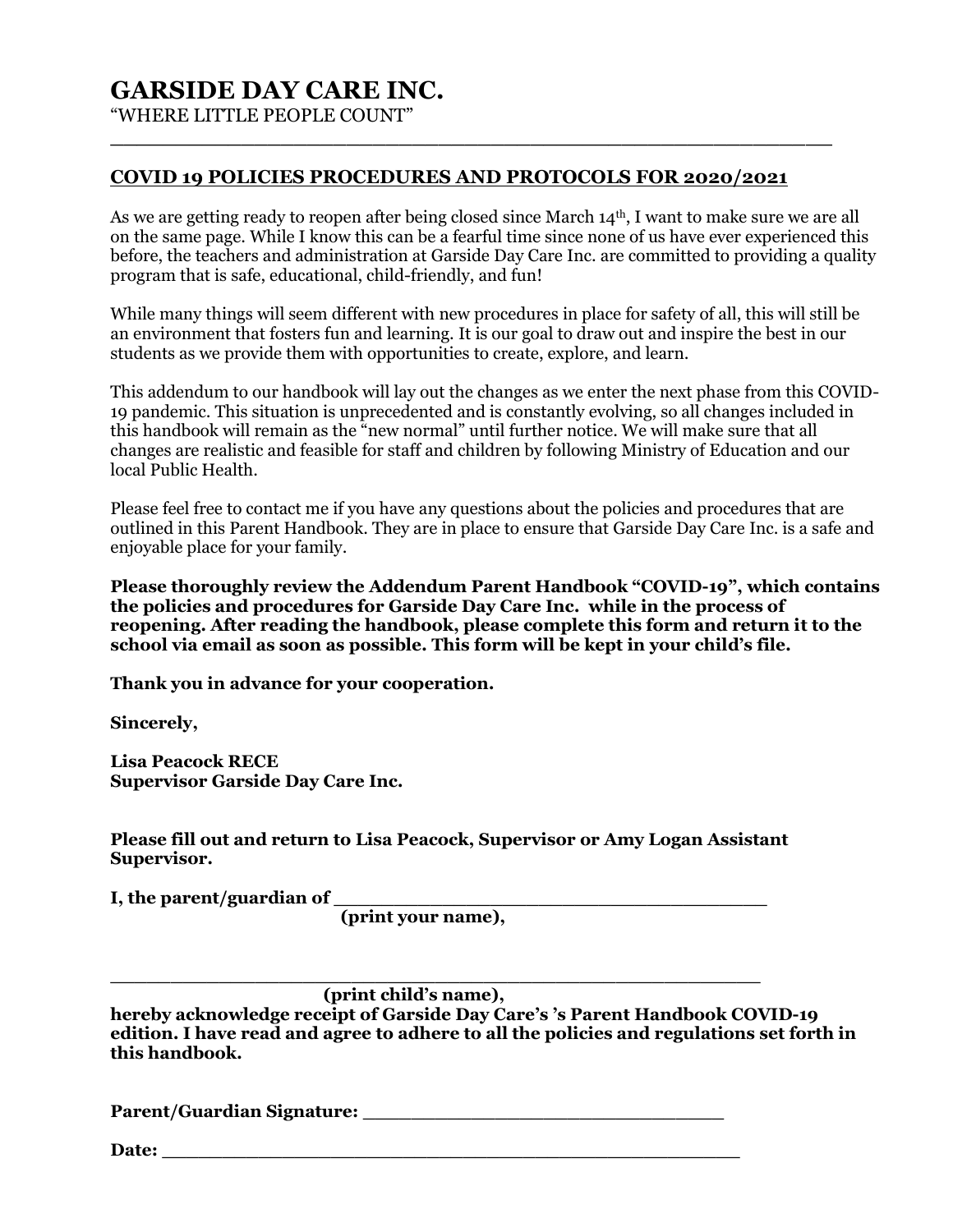# GARSIDE DAY CARE INC.

"WHERE LITTLE PEOPLE COUNT"

---

## COVID 19 POLICIES PROCEDURES AND PROTOCOLS FOR 2020/2021

As we are getting ready to reopen after being closed since March 14th, I want to make sure we are all on the same page. While I know this can be a fearful time since none of us have ever experienced this before, the teachers and administration at Garside Day Care Inc. are committed to providing a quality program that is safe, educational, child-friendly, and fun!

While many things will seem different with new procedures in place for safety of all, this will still be an environment that fosters fun and learning. It is our goal to draw out and inspire the best in our students as we provide them with opportunities to create, explore, and learn.

This addendum to our handbook will lay out the changes as we enter the next phase from this COVID-19 pandemic. This situation is unprecedented and is constantly evolving, so all changes included in this handbook will remain as the "new normal" until further notice. We will make sure that all changes are realistic and feasible for staff and children by following Ministry of Education and our local Public Health.

Please feel free to contact me if you have any questions about the policies and procedures that are outlined in this Parent Handbook. They are in place to ensure that Garside Day Care Inc. is a safe and enjoyable place for your family.

**Please thoroughly review the Addendum Parent Handbook "COVID-19", which contains the policies and procedures for Garside Day Care Inc. while in the process of reopening. After reading the handbook, please complete this form and return it to the school via email as soon as possible. This form will be kept in your child's file.**

**Thank you in advance for your cooperation.**

**Sincerely,**

**Lisa Peacock RECE**
**Supervisor Garside Day Care Inc.**

**Please fill out and return to Lisa Peacock, Supervisor or Amy Logan Assistant Supervisor.**

**I, the parent/guardian of ______________________________________**
**(print your name),**

**_______________________________________________________**
**(print child's name),**
**hereby acknowledge receipt of Garside Day Care's 's Parent Handbook COVID-19 edition. I have read and agree to adhere to all the policies and regulations set forth in this handbook.**

**Parent/Guardian Signature: _______________________________**

**Date: ___________________________________________________**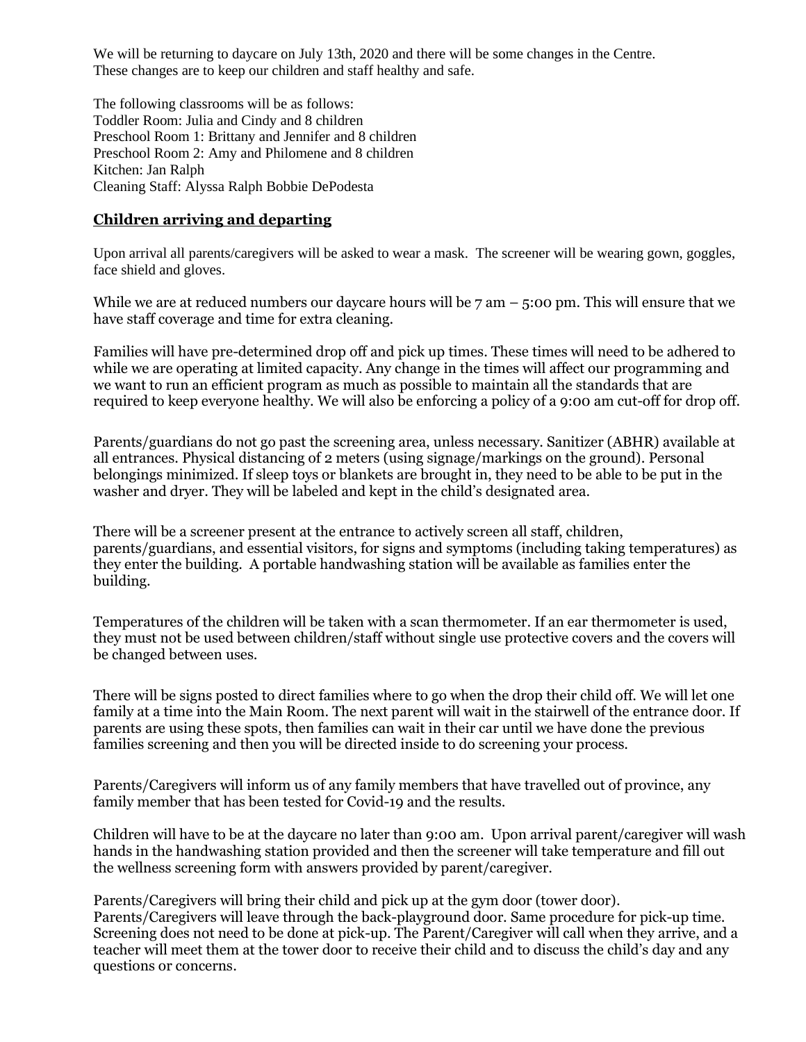We will be returning to daycare on July 13th, 2020 and there will be some changes in the Centre. These changes are to keep our children and staff healthy and safe.

The following classrooms will be as follows:
Toddler Room: Julia and Cindy and 8 children
Preschool Room 1: Brittany and Jennifer and 8 children
Preschool Room 2: Amy and Philomene and 8 children
Kitchen: Jan Ralph
Cleaning Staff: Alyssa Ralph Bobbie DePodesta

## **Children arriving and departing**

Upon arrival all parents/caregivers will be asked to wear a mask. The screener will be wearing gown, goggles, face shield and gloves.

While we are at reduced numbers our daycare hours will be 7 am – 5:00 pm. This will ensure that we have staff coverage and time for extra cleaning.

Families will have pre-determined drop off and pick up times. These times will need to be adhered to while we are operating at limited capacity. Any change in the times will affect our programming and we want to run an efficient program as much as possible to maintain all the standards that are required to keep everyone healthy. We will also be enforcing a policy of a 9:00 am cut-off for drop off.

Parents/guardians do not go past the screening area, unless necessary. Sanitizer (ABHR) available at all entrances. Physical distancing of 2 meters (using signage/markings on the ground). Personal belongings minimized. If sleep toys or blankets are brought in, they need to be able to be put in the washer and dryer. They will be labeled and kept in the child's designated area.

There will be a screener present at the entrance to actively screen all staff, children, parents/guardians, and essential visitors, for signs and symptoms (including taking temperatures) as they enter the building. A portable handwashing station will be available as families enter the building.

Temperatures of the children will be taken with a scan thermometer. If an ear thermometer is used, they must not be used between children/staff without single use protective covers and the covers will be changed between uses.

There will be signs posted to direct families where to go when the drop their child off. We will let one family at a time into the Main Room. The next parent will wait in the stairwell of the entrance door. If parents are using these spots, then families can wait in their car until we have done the previous families screening and then you will be directed inside to do screening your process.

Parents/Caregivers will inform us of any family members that have travelled out of province, any family member that has been tested for Covid-19 and the results.

Children will have to be at the daycare no later than 9:00 am. Upon arrival parent/caregiver will wash hands in the handwashing station provided and then the screener will take temperature and fill out the wellness screening form with answers provided by parent/caregiver.

Parents/Caregivers will bring their child and pick up at the gym door (tower door).
Parents/Caregivers will leave through the back-playground door. Same procedure for pick-up time. Screening does not need to be done at pick-up. The Parent/Caregiver will call when they arrive, and a teacher will meet them at the tower door to receive their child and to discuss the child's day and any questions or concerns.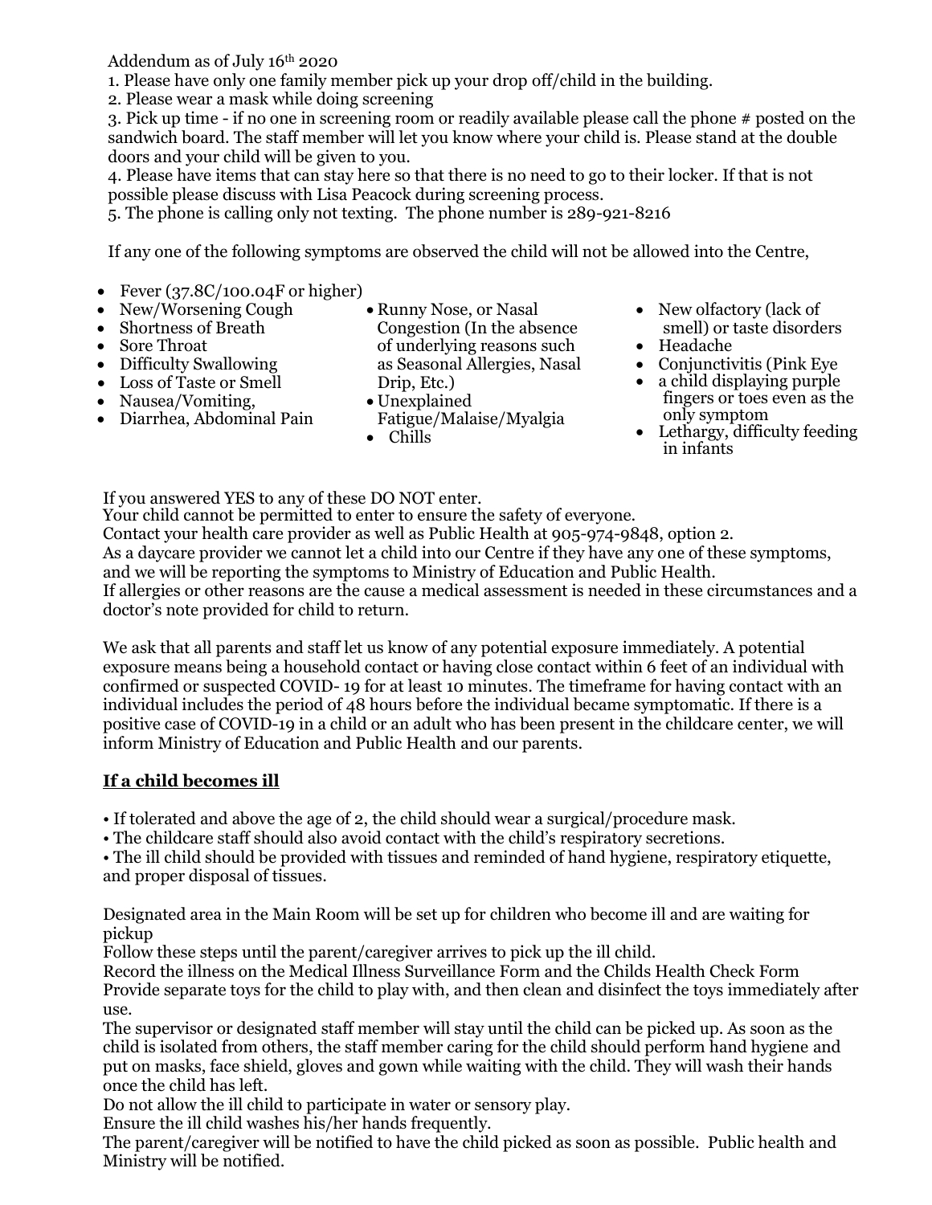Addendum as of July 16th 2020

1. Please have only one family member pick up your drop off/child in the building.
2. Please wear a mask while doing screening
3. Pick up time - if no one in screening room or readily available please call the phone # posted on the sandwich board. The staff member will let you know where your child is. Please stand at the double doors and your child will be given to you.
4. Please have items that can stay here so that there is no need to go to their locker. If that is not possible please discuss with Lisa Peacock during screening process.
5. The phone is calling only not texting. The phone number is 289-921-8216

If any one of the following symptoms are observed the child will not be allowed into the Centre,

- Fever (37.8C/100.04F or higher)
- New/Worsening Cough
- Shortness of Breath
- Sore Throat
- Difficulty Swallowing
- Loss of Taste or Smell
- Nausea/Vomiting,
- Diarrhea, Abdominal Pain
- Runny Nose, or Nasal Congestion (In the absence of underlying reasons such as Seasonal Allergies, Nasal Drip, Etc.)
- Unexplained Fatigue/Malaise/Myalgia
- Chills
- New olfactory (lack of smell) or taste disorders
- Headache
- Conjunctivitis (Pink Eye
- a child displaying purple fingers or toes even as the only symptom
- Lethargy, difficulty feeding in infants

If you answered YES to any of these DO NOT enter.
Your child cannot be permitted to enter to ensure the safety of everyone.
Contact your health care provider as well as Public Health at 905-974-9848, option 2.
As a daycare provider we cannot let a child into our Centre if they have any one of these symptoms, and we will be reporting the symptoms to Ministry of Education and Public Health.
If allergies or other reasons are the cause a medical assessment is needed in these circumstances and a doctor's note provided for child to return.

We ask that all parents and staff let us know of any potential exposure immediately. A potential exposure means being a household contact or having close contact within 6 feet of an individual with confirmed or suspected COVID- 19 for at least 10 minutes. The timeframe for having contact with an individual includes the period of 48 hours before the individual became symptomatic. If there is a positive case of COVID-19 in a child or an adult who has been present in the childcare center, we will inform Ministry of Education and Public Health and our parents.

## If a child becomes ill

- If tolerated and above the age of 2, the child should wear a surgical/procedure mask.
- The childcare staff should also avoid contact with the child's respiratory secretions.
- The ill child should be provided with tissues and reminded of hand hygiene, respiratory etiquette, and proper disposal of tissues.

Designated area in the Main Room will be set up for children who become ill and are waiting for pickup
Follow these steps until the parent/caregiver arrives to pick up the ill child.
Record the illness on the Medical Illness Surveillance Form and the Childs Health Check Form
Provide separate toys for the child to play with, and then clean and disinfect the toys immediately after use.
The supervisor or designated staff member will stay until the child can be picked up. As soon as the child is isolated from others, the staff member caring for the child should perform hand hygiene and put on masks, face shield, gloves and gown while waiting with the child. They will wash their hands once the child has left.
Do not allow the ill child to participate in water or sensory play.
Ensure the ill child washes his/her hands frequently.
The parent/caregiver will be notified to have the child picked as soon as possible. Public health and Ministry will be notified.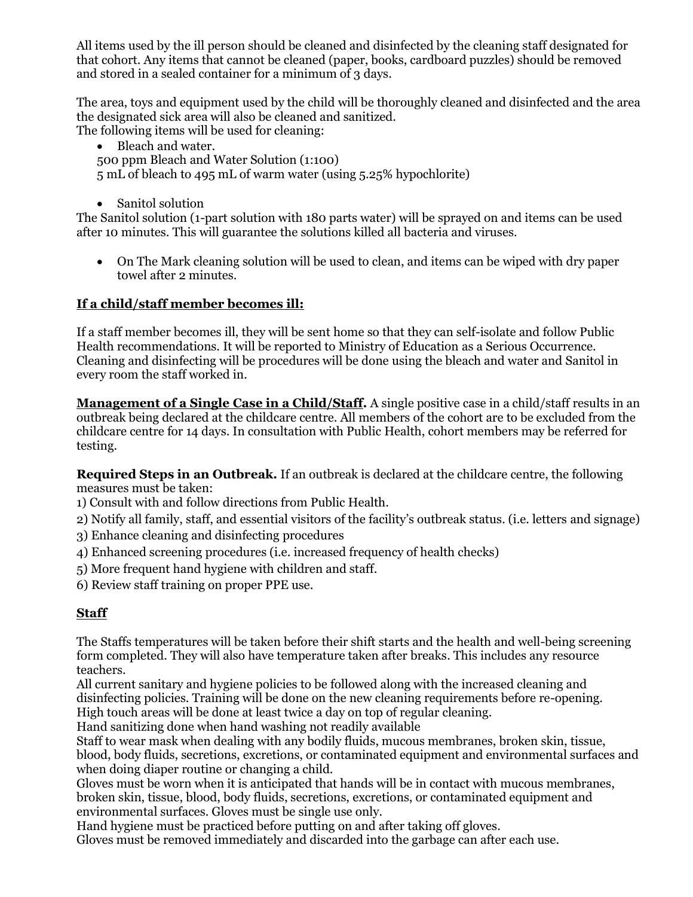All items used by the ill person should be cleaned and disinfected by the cleaning staff designated for that cohort. Any items that cannot be cleaned (paper, books, cardboard puzzles) should be removed and stored in a sealed container for a minimum of 3 days.

The area, toys and equipment used by the child will be thoroughly cleaned and disinfected and the area the designated sick area will also be cleaned and sanitized.
The following items will be used for cleaning:

- Bleach and water.

500 ppm Bleach and Water Solution (1:100)
5 mL of bleach to 495 mL of warm water (using 5.25% hypochlorite)

- Sanitol solution

The Sanitol solution (1-part solution with 180 parts water) will be sprayed on and items can be used after 10 minutes. This will guarantee the solutions killed all bacteria and viruses.

- On The Mark cleaning solution will be used to clean, and items can be wiped with dry paper towel after 2 minutes.

## <u>If a child/staff member becomes ill:</u>

If a staff member becomes ill, they will be sent home so that they can self-isolate and follow Public Health recommendations. It will be reported to Ministry of Education as a Serious Occurrence. Cleaning and disinfecting will be procedures will be done using the bleach and water and Sanitol in every room the staff worked in.

**<u>Management of a Single Case in a Child/Staff.</u>** A single positive case in a child/staff results in an outbreak being declared at the childcare centre. All members of the cohort are to be excluded from the childcare centre for 14 days. In consultation with Public Health, cohort members may be referred for testing.

**Required Steps in an Outbreak.** If an outbreak is declared at the childcare centre, the following measures must be taken:
1) Consult with and follow directions from Public Health.
2) Notify all family, staff, and essential visitors of the facility's outbreak status. (i.e. letters and signage)
3) Enhance cleaning and disinfecting procedures
4) Enhanced screening procedures (i.e. increased frequency of health checks)
5) More frequent hand hygiene with children and staff.
6) Review staff training on proper PPE use.

## <u>Staff</u>

The Staffs temperatures will be taken before their shift starts and the health and well-being screening form completed. They will also have temperature taken after breaks. This includes any resource teachers.
All current sanitary and hygiene policies to be followed along with the increased cleaning and disinfecting policies. Training will be done on the new cleaning requirements before re-opening.
High touch areas will be done at least twice a day on top of regular cleaning.
Hand sanitizing done when hand washing not readily available
Staff to wear mask when dealing with any bodily fluids, mucous membranes, broken skin, tissue, blood, body fluids, secretions, excretions, or contaminated equipment and environmental surfaces and when doing diaper routine or changing a child.
Gloves must be worn when it is anticipated that hands will be in contact with mucous membranes, broken skin, tissue, blood, body fluids, secretions, excretions, or contaminated equipment and environmental surfaces. Gloves must be single use only.
Hand hygiene must be practiced before putting on and after taking off gloves.
Gloves must be removed immediately and discarded into the garbage can after each use.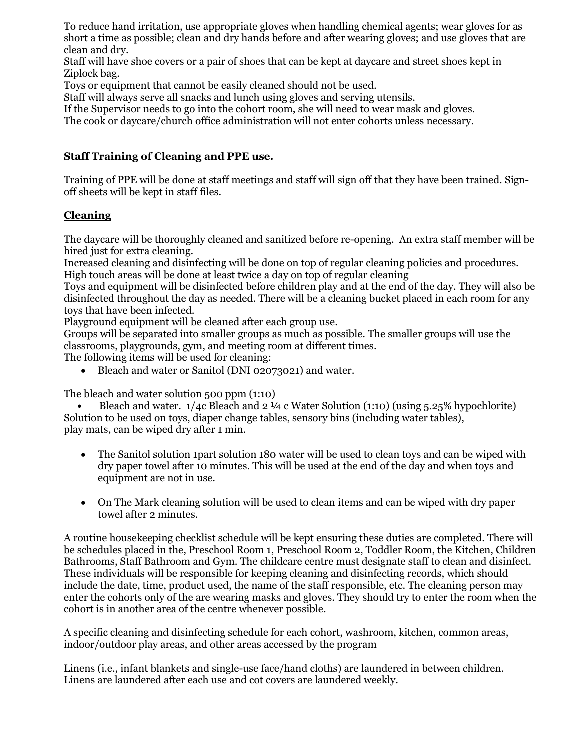To reduce hand irritation, use appropriate gloves when handling chemical agents; wear gloves for as short a time as possible; clean and dry hands before and after wearing gloves; and use gloves that are clean and dry.

Staff will have shoe covers or a pair of shoes that can be kept at daycare and street shoes kept in Ziplock bag.

Toys or equipment that cannot be easily cleaned should not be used.

Staff will always serve all snacks and lunch using gloves and serving utensils.

If the Supervisor needs to go into the cohort room, she will need to wear mask and gloves.

The cook or daycare/church office administration will not enter cohorts unless necessary.

## **Staff Training of Cleaning and PPE use.**

Training of PPE will be done at staff meetings and staff will sign off that they have been trained. Sign-off sheets will be kept in staff files.

## **Cleaning**

The daycare will be thoroughly cleaned and sanitized before re-opening. An extra staff member will be hired just for extra cleaning.

Increased cleaning and disinfecting will be done on top of regular cleaning policies and procedures. High touch areas will be done at least twice a day on top of regular cleaning

Toys and equipment will be disinfected before children play and at the end of the day. They will also be disinfected throughout the day as needed. There will be a cleaning bucket placed in each room for any toys that have been infected.

Playground equipment will be cleaned after each group use.

Groups will be separated into smaller groups as much as possible. The smaller groups will use the classrooms, playgrounds, gym, and meeting room at different times.

The following items will be used for cleaning:

- Bleach and water or Sanitol (DNI 02073021) and water.

The bleach and water solution 500 ppm (1:10)

- Bleach and water. 1/4c Bleach and 2 ¼ c Water Solution (1:10) (using 5.25% hypochlorite)

Solution to be used on toys, diaper change tables, sensory bins (including water tables), play mats, can be wiped dry after 1 min.

- The Sanitol solution 1part solution 180 water will be used to clean toys and can be wiped with dry paper towel after 10 minutes. This will be used at the end of the day and when toys and equipment are not in use.

- On The Mark cleaning solution will be used to clean items and can be wiped with dry paper towel after 2 minutes.

A routine housekeeping checklist schedule will be kept ensuring these duties are completed. There will be schedules placed in the, Preschool Room 1, Preschool Room 2, Toddler Room, the Kitchen, Children Bathrooms, Staff Bathroom and Gym. The childcare centre must designate staff to clean and disinfect. These individuals will be responsible for keeping cleaning and disinfecting records, which should include the date, time, product used, the name of the staff responsible, etc. The cleaning person may enter the cohorts only of the are wearing masks and gloves. They should try to enter the room when the cohort is in another area of the centre whenever possible.

A specific cleaning and disinfecting schedule for each cohort, washroom, kitchen, common areas, indoor/outdoor play areas, and other areas accessed by the program

Linens (i.e., infant blankets and single-use face/hand cloths) are laundered in between children. Linens are laundered after each use and cot covers are laundered weekly.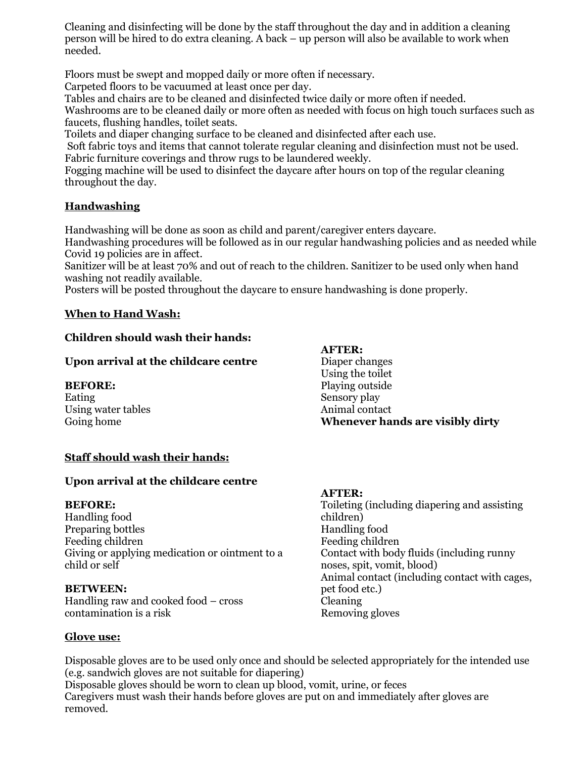Cleaning and disinfecting will be done by the staff throughout the day and in addition a cleaning person will be hired to do extra cleaning. A back – up person will also be available to work when needed.

Floors must be swept and mopped daily or more often if necessary.
Carpeted floors to be vacuumed at least once per day.
Tables and chairs are to be cleaned and disinfected twice daily or more often if needed.
Washrooms are to be cleaned daily or more often as needed with focus on high touch surfaces such as faucets, flushing handles, toilet seats.
Toilets and diaper changing surface to be cleaned and disinfected after each use.
Soft fabric toys and items that cannot tolerate regular cleaning and disinfection must not be used.
Fabric furniture coverings and throw rugs to be laundered weekly.
Fogging machine will be used to disinfect the daycare after hours on top of the regular cleaning throughout the day.

## Handwashing

Handwashing will be done as soon as child and parent/caregiver enters daycare.
Handwashing procedures will be followed as in our regular handwashing policies and as needed while Covid 19 policies are in affect.
Sanitizer will be at least 70% and out of reach to the children. Sanitizer to be used only when hand washing not readily available.
Posters will be posted throughout the daycare to ensure handwashing is done properly.

## When to Hand Wash:

**Children should wash their hands:**

**Upon arrival at the childcare centre**

**BEFORE:**
Eating
Using water tables
Going home

**AFTER:**
Diaper changes
Using the toilet
Playing outside
Sensory play
Animal contact
**Whenever hands are visibly dirty**

## Staff should wash their hands:

**Upon arrival at the childcare centre**

**BEFORE:**
Handling food
Preparing bottles
Feeding children
Giving or applying medication or ointment to a child or self

**BETWEEN:**
Handling raw and cooked food – cross contamination is a risk

**AFTER:**
Toileting (including diapering and assisting children)
Handling food
Feeding children
Contact with body fluids (including runny noses, spit, vomit, blood)
Animal contact (including contact with cages, pet food etc.)
Cleaning
Removing gloves

## Glove use:

Disposable gloves are to be used only once and should be selected appropriately for the intended use (e.g. sandwich gloves are not suitable for diapering)
Disposable gloves should be worn to clean up blood, vomit, urine, or feces
Caregivers must wash their hands before gloves are put on and immediately after gloves are removed.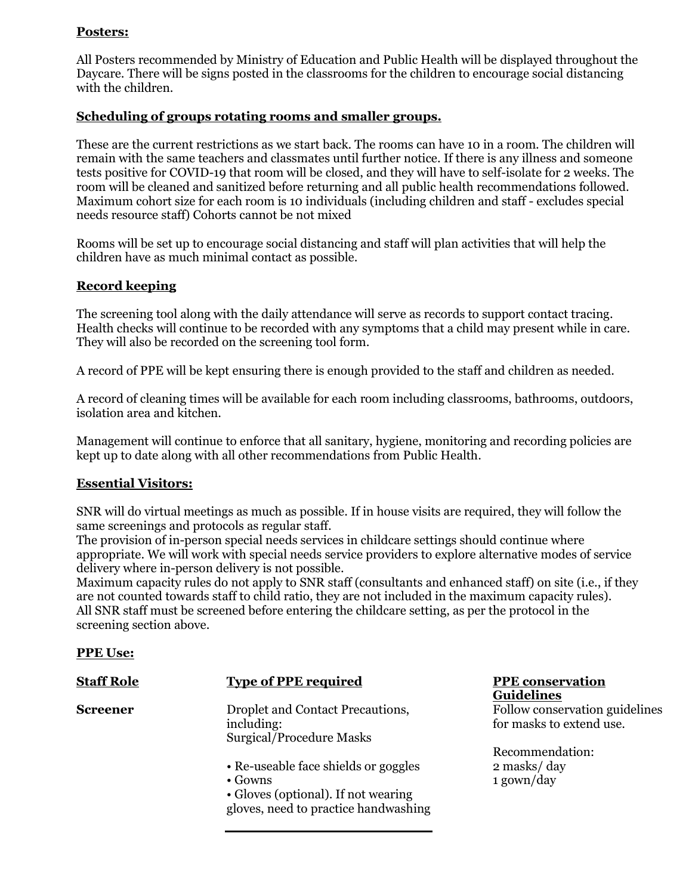**Posters:**

All Posters recommended by Ministry of Education and Public Health will be displayed throughout the Daycare. There will be signs posted in the classrooms for the children to encourage social distancing with the children.

**Scheduling of groups rotating rooms and smaller groups.**

These are the current restrictions as we start back. The rooms can have 10 in a room. The children will remain with the same teachers and classmates until further notice. If there is any illness and someone tests positive for COVID-19 that room will be closed, and they will have to self-isolate for 2 weeks. The room will be cleaned and sanitized before returning and all public health recommendations followed. Maximum cohort size for each room is 10 individuals (including children and staff - excludes special needs resource staff) Cohorts cannot be not mixed

Rooms will be set up to encourage social distancing and staff will plan activities that will help the children have as much minimal contact as possible.

**Record keeping**

The screening tool along with the daily attendance will serve as records to support contact tracing. Health checks will continue to be recorded with any symptoms that a child may present while in care. They will also be recorded on the screening tool form.

A record of PPE will be kept ensuring there is enough provided to the staff and children as needed.

A record of cleaning times will be available for each room including classrooms, bathrooms, outdoors, isolation area and kitchen.

Management will continue to enforce that all sanitary, hygiene, monitoring and recording policies are kept up to date along with all other recommendations from Public Health.

**Essential Visitors:**

SNR will do virtual meetings as much as possible. If in house visits are required, they will follow the same screenings and protocols as regular staff.
The provision of in-person special needs services in childcare settings should continue where appropriate. We will work with special needs service providers to explore alternative modes of service delivery where in-person delivery is not possible.
Maximum capacity rules do not apply to SNR staff (consultants and enhanced staff) on site (i.e., if they are not counted towards staff to child ratio, they are not included in the maximum capacity rules).
All SNR staff must be screened before entering the childcare setting, as per the protocol in the screening section above.

**PPE Use:**

| Staff Role | Type of PPE required | PPE conservation Guidelines |
|---|---|---|
| **Screener** | Droplet and Contact Precautions, including:<br>Surgical/Procedure Masks<br><br>• Re-useable face shields or goggles<br>• Gowns<br>• Gloves (optional). If not wearing gloves, need to practice handwashing | Follow conservation guidelines for masks to extend use.<br><br>Recommendation:<br>2 masks/ day<br>1 gown/day |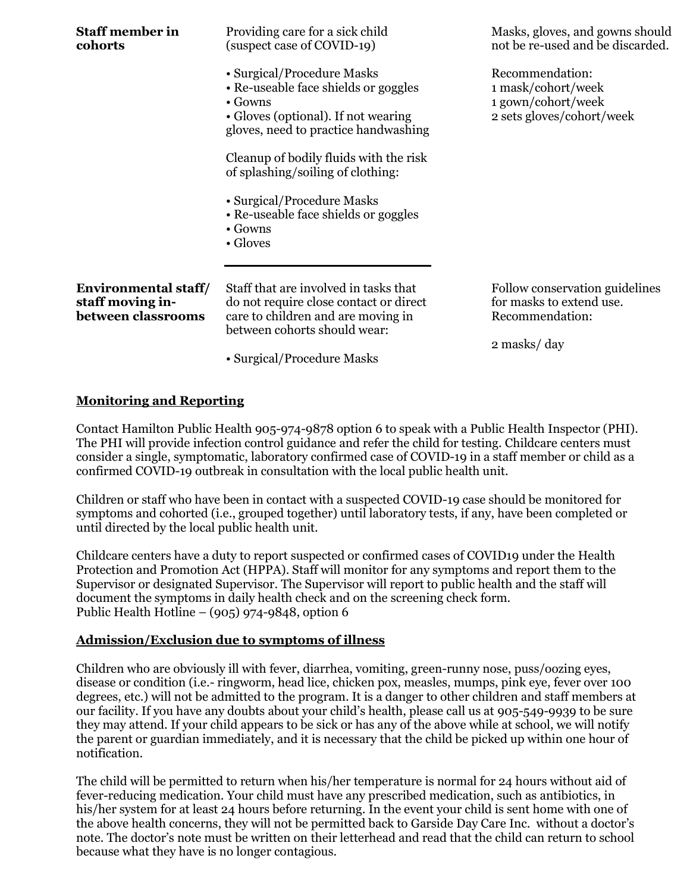| | | |
|---|---|---|
| **Staff member in cohorts** | Providing care for a sick child (suspect case of COVID-19)<br><br>• Surgical/Procedure Masks<br>• Re-useable face shields or goggles<br>• Gowns<br>• Gloves (optional). If not wearing gloves, need to practice handwashing<br><br>Cleanup of bodily fluids with the risk of splashing/soiling of clothing:<br><br>• Surgical/Procedure Masks<br>• Re-useable face shields or goggles<br>• Gowns<br>• Gloves | Masks, gloves, and gowns should not be re-used and be discarded.<br><br>Recommendation:<br>1 mask/cohort/week<br>1 gown/cohort/week<br>2 sets gloves/cohort/week |
| **Environmental staff/ staff moving in-between classrooms** | Staff that are involved in tasks that do not require close contact or direct care to children and are moving in between cohorts should wear:<br><br>• Surgical/Procedure Masks | Follow conservation guidelines for masks to extend use.<br>Recommendation:<br><br>2 masks/ day |

## Monitoring and Reporting

Contact Hamilton Public Health 905-974-9878 option 6 to speak with a Public Health Inspector (PHI). The PHI will provide infection control guidance and refer the child for testing. Childcare centers must consider a single, symptomatic, laboratory confirmed case of COVID-19 in a staff member or child as a confirmed COVID-19 outbreak in consultation with the local public health unit.

Children or staff who have been in contact with a suspected COVID-19 case should be monitored for symptoms and cohorted (i.e., grouped together) until laboratory tests, if any, have been completed or until directed by the local public health unit.

Childcare centers have a duty to report suspected or confirmed cases of COVID19 under the Health Protection and Promotion Act (HPPA). Staff will monitor for any symptoms and report them to the Supervisor or designated Supervisor. The Supervisor will report to public health and the staff will document the symptoms in daily health check and on the screening check form.
Public Health Hotline – (905) 974-9848, option 6

## Admission/Exclusion due to symptoms of illness

Children who are obviously ill with fever, diarrhea, vomiting, green-runny nose, puss/oozing eyes, disease or condition (i.e.- ringworm, head lice, chicken pox, measles, mumps, pink eye, fever over 100 degrees, etc.) will not be admitted to the program. It is a danger to other children and staff members at our facility. If you have any doubts about your child's health, please call us at 905-549-9939 to be sure they may attend. If your child appears to be sick or has any of the above while at school, we will notify the parent or guardian immediately, and it is necessary that the child be picked up within one hour of notification.

The child will be permitted to return when his/her temperature is normal for 24 hours without aid of fever-reducing medication. Your child must have any prescribed medication, such as antibiotics, in his/her system for at least 24 hours before returning. In the event your child is sent home with one of the above health concerns, they will not be permitted back to Garside Day Care Inc. without a doctor's note. The doctor's note must be written on their letterhead and read that the child can return to school because what they have is no longer contagious.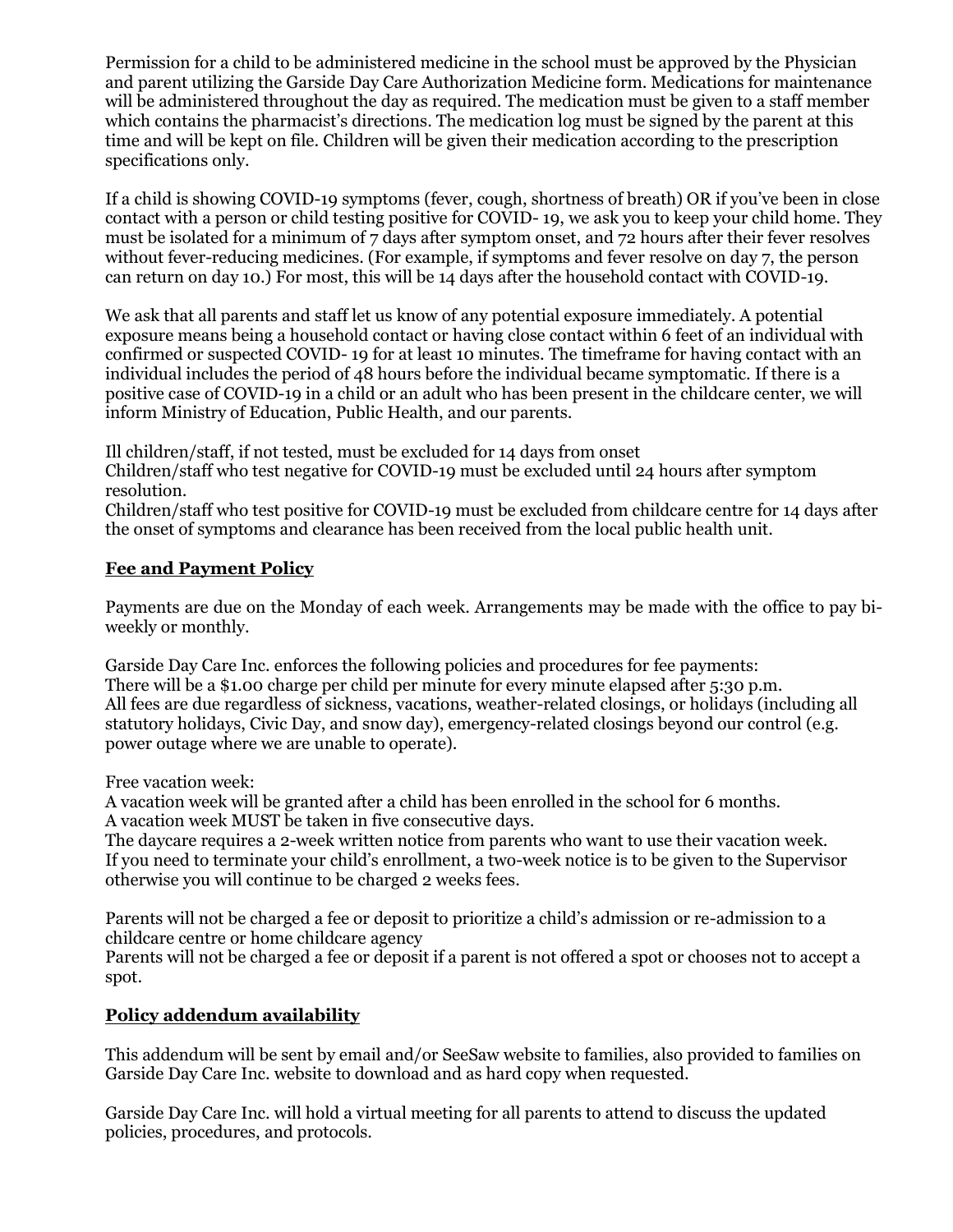Permission for a child to be administered medicine in the school must be approved by the Physician and parent utilizing the Garside Day Care Authorization Medicine form. Medications for maintenance will be administered throughout the day as required. The medication must be given to a staff member which contains the pharmacist's directions. The medication log must be signed by the parent at this time and will be kept on file. Children will be given their medication according to the prescription specifications only.

If a child is showing COVID-19 symptoms (fever, cough, shortness of breath) OR if you've been in close contact with a person or child testing positive for COVID- 19, we ask you to keep your child home. They must be isolated for a minimum of 7 days after symptom onset, and 72 hours after their fever resolves without fever-reducing medicines. (For example, if symptoms and fever resolve on day 7, the person can return on day 10.) For most, this will be 14 days after the household contact with COVID-19.

We ask that all parents and staff let us know of any potential exposure immediately. A potential exposure means being a household contact or having close contact within 6 feet of an individual with confirmed or suspected COVID- 19 for at least 10 minutes. The timeframe for having contact with an individual includes the period of 48 hours before the individual became symptomatic. If there is a positive case of COVID-19 in a child or an adult who has been present in the childcare center, we will inform Ministry of Education, Public Health, and our parents.

Ill children/staff, if not tested, must be excluded for 14 days from onset
Children/staff who test negative for COVID-19 must be excluded until 24 hours after symptom resolution.
Children/staff who test positive for COVID-19 must be excluded from childcare centre for 14 days after the onset of symptoms and clearance has been received from the local public health unit.

## Fee and Payment Policy

Payments are due on the Monday of each week. Arrangements may be made with the office to pay bi-weekly or monthly.

Garside Day Care Inc. enforces the following policies and procedures for fee payments:
There will be a $1.00 charge per child per minute for every minute elapsed after 5:30 p.m.
All fees are due regardless of sickness, vacations, weather-related closings, or holidays (including all statutory holidays, Civic Day, and snow day), emergency-related closings beyond our control (e.g. power outage where we are unable to operate).

Free vacation week:
A vacation week will be granted after a child has been enrolled in the school for 6 months.
A vacation week MUST be taken in five consecutive days.
The daycare requires a 2-week written notice from parents who want to use their vacation week.
If you need to terminate your child's enrollment, a two-week notice is to be given to the Supervisor otherwise you will continue to be charged 2 weeks fees.

Parents will not be charged a fee or deposit to prioritize a child's admission or re-admission to a childcare centre or home childcare agency
Parents will not be charged a fee or deposit if a parent is not offered a spot or chooses not to accept a spot.

## Policy addendum availability

This addendum will be sent by email and/or SeeSaw website to families, also provided to families on Garside Day Care Inc. website to download and as hard copy when requested.

Garside Day Care Inc. will hold a virtual meeting for all parents to attend to discuss the updated policies, procedures, and protocols.